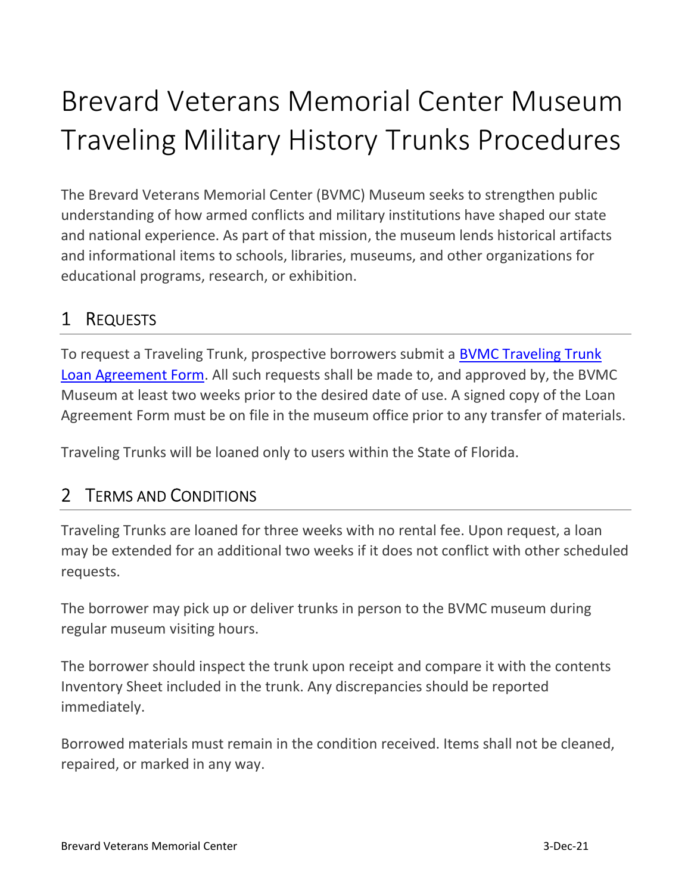# Brevard Veterans Memorial Center Museum Traveling Military History Trunks Procedures

The Brevard Veterans Memorial Center (BVMC) Museum seeks to strengthen public understanding of how armed conflicts and military institutions have shaped our state and national experience. As part of that mission, the museum lends historical artifacts and informational items to schools, libraries, museums, and other organizations for educational programs, research, or exhibition.

## 1 Requests

To request a Traveling Trunk, prospective borrowers submit a BVMC Traveling Trunk Loan Agreement Form. All such requests shall be made to, and approved by, the BVMC Museum at least two weeks prior to the desired date of use. A signed copy of the Loan Agreement Form must be on file in the museum office prior to any transfer of materials.

Traveling Trunks will be loaned only to users within the State of Florida.

## 2 Terms and Conditions

Traveling Trunks are loaned for three weeks with no rental fee. Upon request, a loan may be extended for an additional two weeks if it does not conflict with other scheduled requests.

The borrower may pick up or deliver trunks in person to the BVMC museum during regular museum visiting hours.

The borrower should inspect the trunk upon receipt and compare it with the contents Inventory Sheet included in the trunk. Any discrepancies should be reported immediately.

Borrowed materials must remain in the condition received. Items shall not be cleaned, repaired, or marked in any way.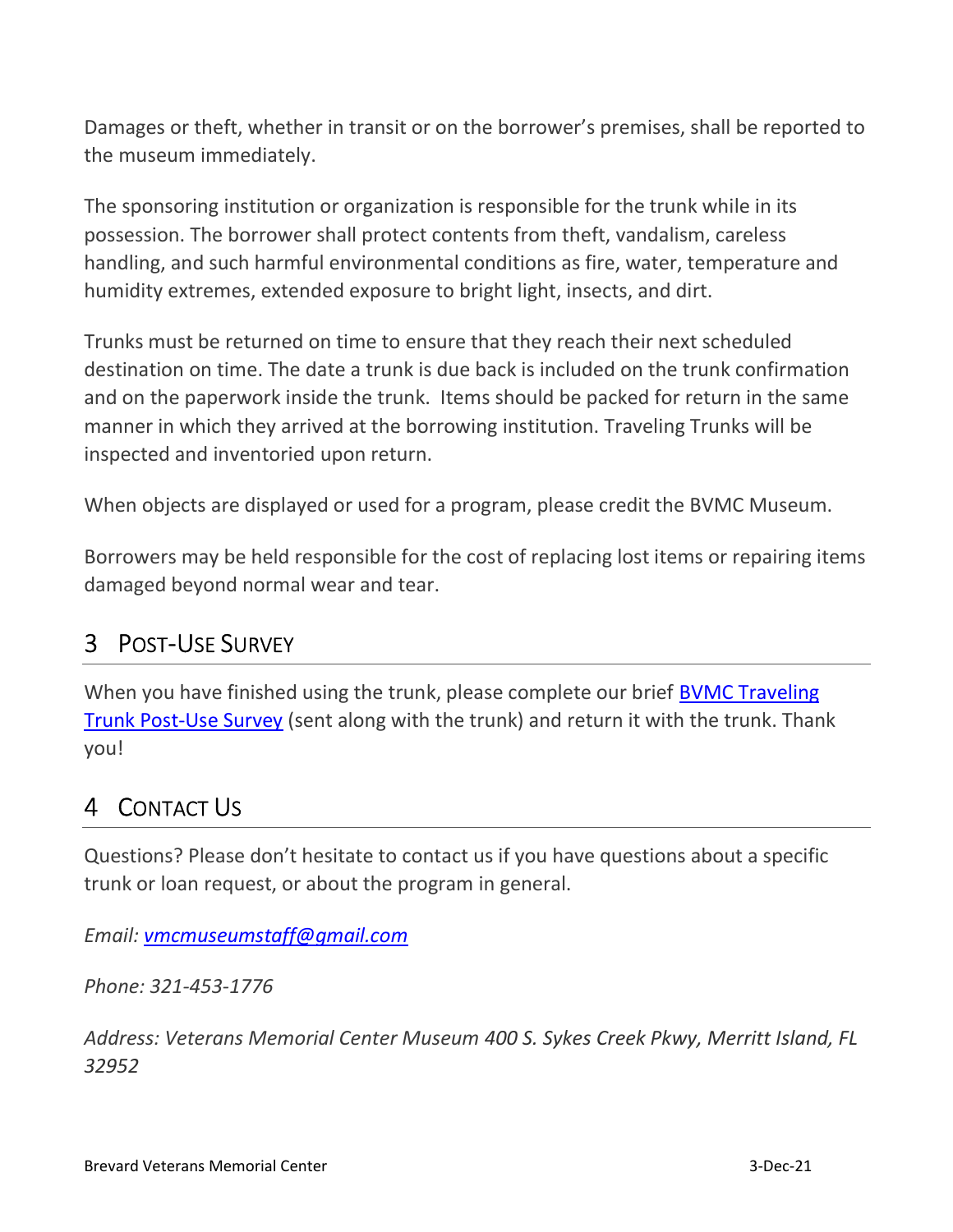Damages or theft, whether in transit or on the borrower's premises, shall be reported to the museum immediately.

The sponsoring institution or organization is responsible for the trunk while in its possession. The borrower shall protect contents from theft, vandalism, careless handling, and such harmful environmental conditions as fire, water, temperature and humidity extremes, extended exposure to bright light, insects, and dirt.

Trunks must be returned on time to ensure that they reach their next scheduled destination on time. The date a trunk is due back is included on the trunk confirmation and on the paperwork inside the trunk. Items should be packed for return in the same manner in which they arrived at the borrowing institution. Traveling Trunks will be inspected and inventoried upon return.

When objects are displayed or used for a program, please credit the BVMC Museum.

Borrowers may be held responsible for the cost of replacing lost items or repairing items damaged beyond normal wear and tear.

## 3 Post-Use Survey

When you have finished using the trunk, please complete our brief BVMC Traveling Trunk Post-Use Survey (sent along with the trunk) and return it with the trunk. Thank you!

## 4 Contact Us

Questions? Please don't hesitate to contact us if you have questions about a specific trunk or loan request, or about the program in general.

*Email: vmcmuseumstaff@gmail.com*

*Phone: 321-453-1776*

*Address: Veterans Memorial Center Museum 400 S. Sykes Creek Pkwy, Merritt Island, FL 32952*